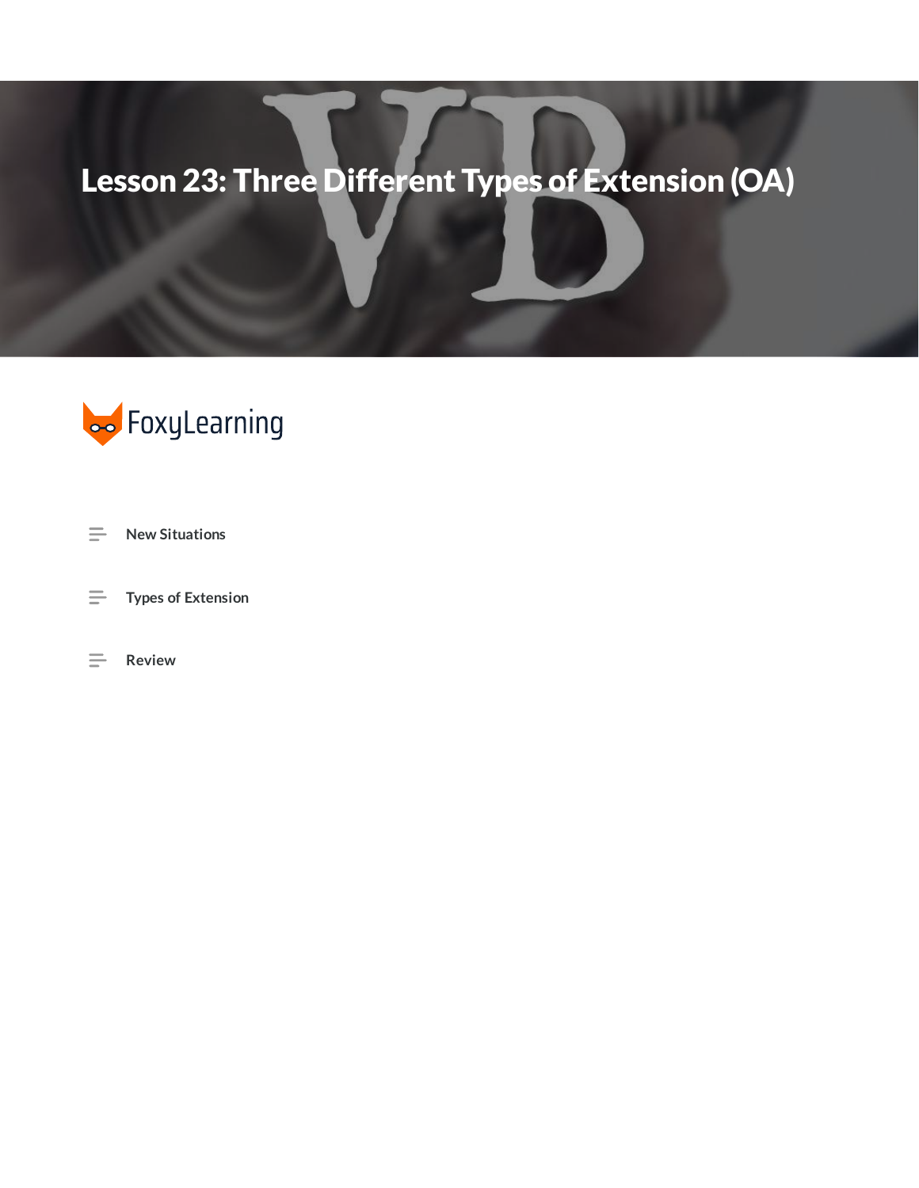# Lesson 23: Three Different Types of Extension (OA)

FoxyLearning

- New Situations
- Types of Extension
- Review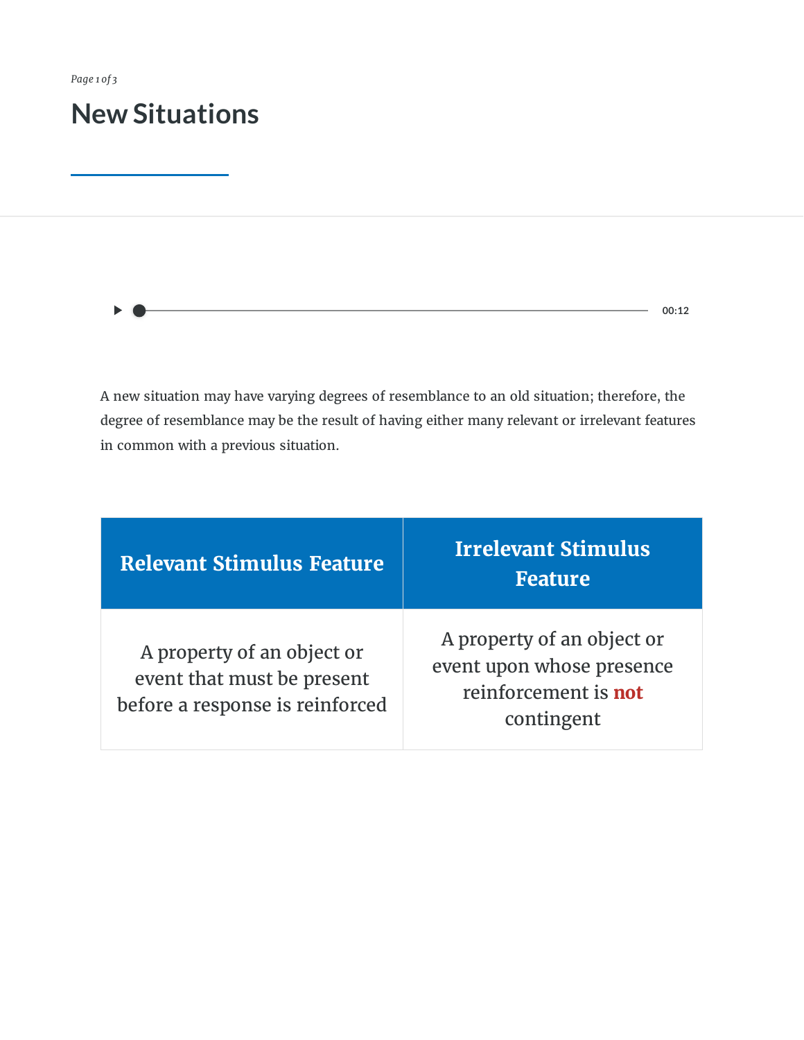# New Situations

A new situation may have varying degrees of resemblance to an old situation; therefore, the degree of resemblance may be the result of having either many relevant or irrelevant features in common with a previous situation.

| Relevant Stimulus Feature | Irrelevant Stimulus Feature |
| --- | --- |
| A property of an object or event that must be present before a response is reinforced | A property of an object or event upon whose presence reinforcement is **not** contingent |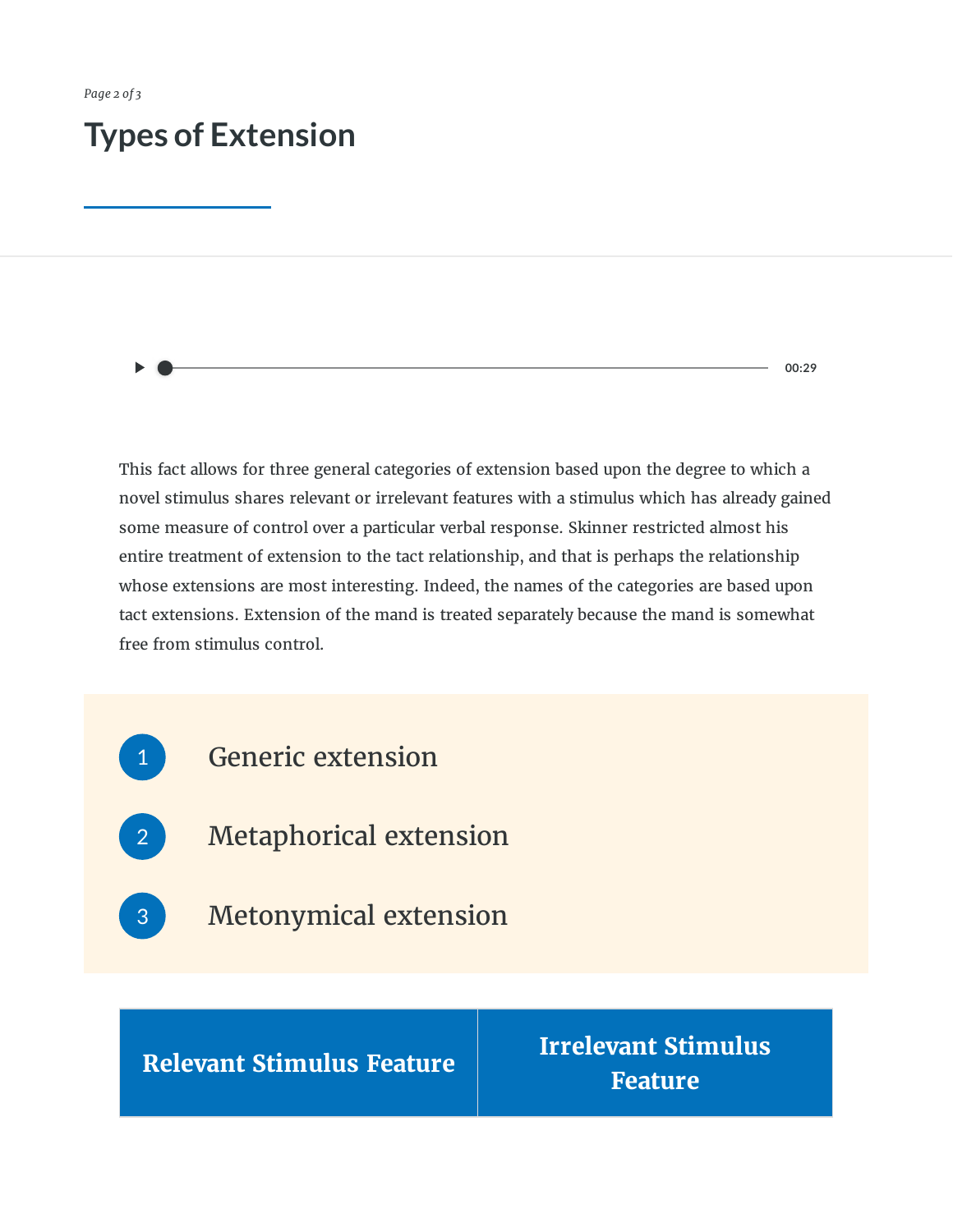# Types of Extension

This fact allows for three general categories of extension based upon the degree to which a novel stimulus shares relevant or irrelevant features with a stimulus which has already gained some measure of control over a particular verbal response. Skinner restricted almost his entire treatment of extension to the tact relationship, and that is perhaps the relationship whose extensions are most interesting. Indeed, the names of the categories are based upon tact extensions. Extension of the mand is treated separately because the mand is somewhat free from stimulus control.

1. Generic extension
2. Metaphorical extension
3. Metonymical extension

| Relevant Stimulus Feature | Irrelevant Stimulus Feature |
| --- | --- |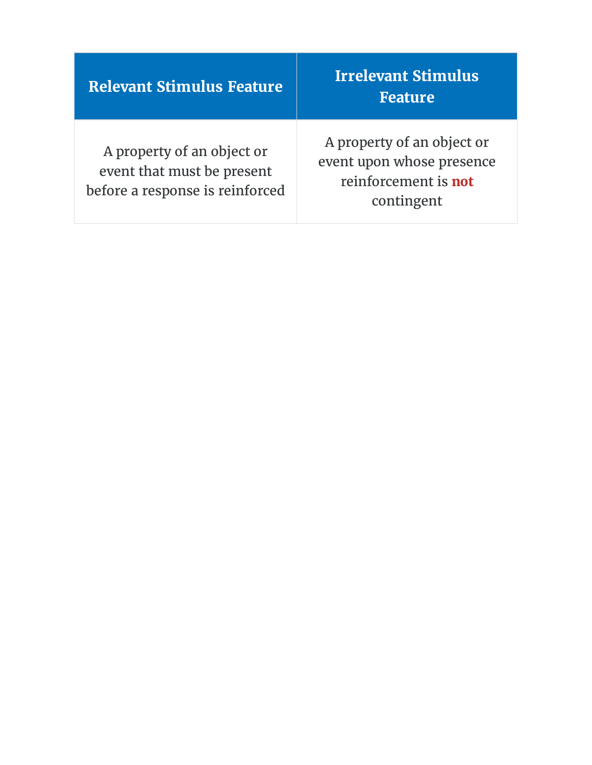| Relevant Stimulus Feature | Irrelevant Stimulus Feature |
| --- | --- |
| A property of an object or event that must be present before a response is reinforced | A property of an object or event upon whose presence reinforcement is **not** contingent |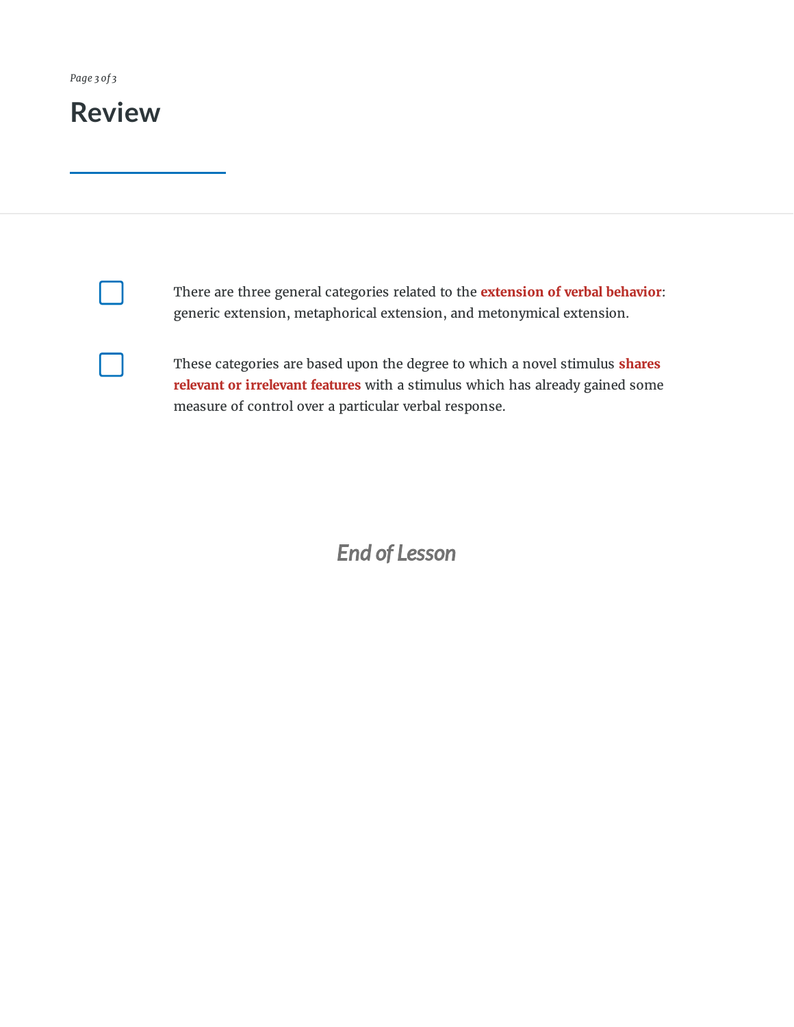## Review

- There are three general categories related to the **extension of verbal behavior**: generic extension, metaphorical extension, and metonymical extension.
- These categories are based upon the degree to which a novel stimulus **shares relevant or irrelevant features** with a stimulus which has already gained some measure of control over a particular verbal response.

*End of Lesson*